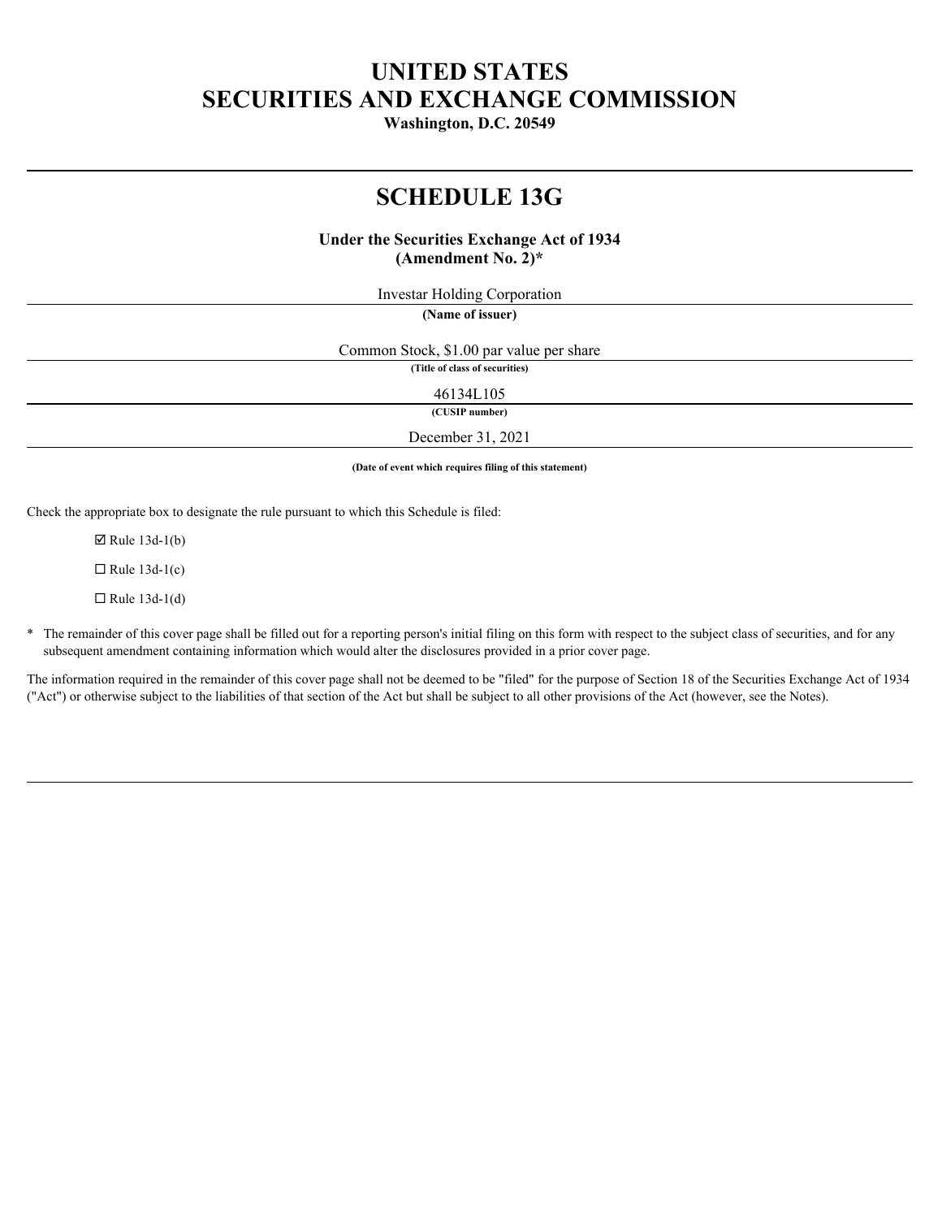# UNITED STATES
# SECURITIES AND EXCHANGE COMMISSION

**Washington, D.C. 20549**

---

# SCHEDULE 13G

**Under the Securities Exchange Act of 1934**
**(Amendment No. 2)***

Investar Holding Corporation

**(Name of issuer)**

Common Stock, $1.00 par value per share

**(Title of class of securities)**

46134L105

**(CUSIP number)**

December 31, 2021

**(Date of event which requires filing of this statement)**

Check the appropriate box to designate the rule pursuant to which this Schedule is filed:

☑ Rule 13d-1(b)

☐ Rule 13d-1(c)

☐ Rule 13d-1(d)

* The remainder of this cover page shall be filled out for a reporting person's initial filing on this form with respect to the subject class of securities, and for any subsequent amendment containing information which would alter the disclosures provided in a prior cover page.

The information required in the remainder of this cover page shall not be deemed to be "filed" for the purpose of Section 18 of the Securities Exchange Act of 1934 ("Act") or otherwise subject to the liabilities of that section of the Act but shall be subject to all other provisions of the Act (however, see the Notes).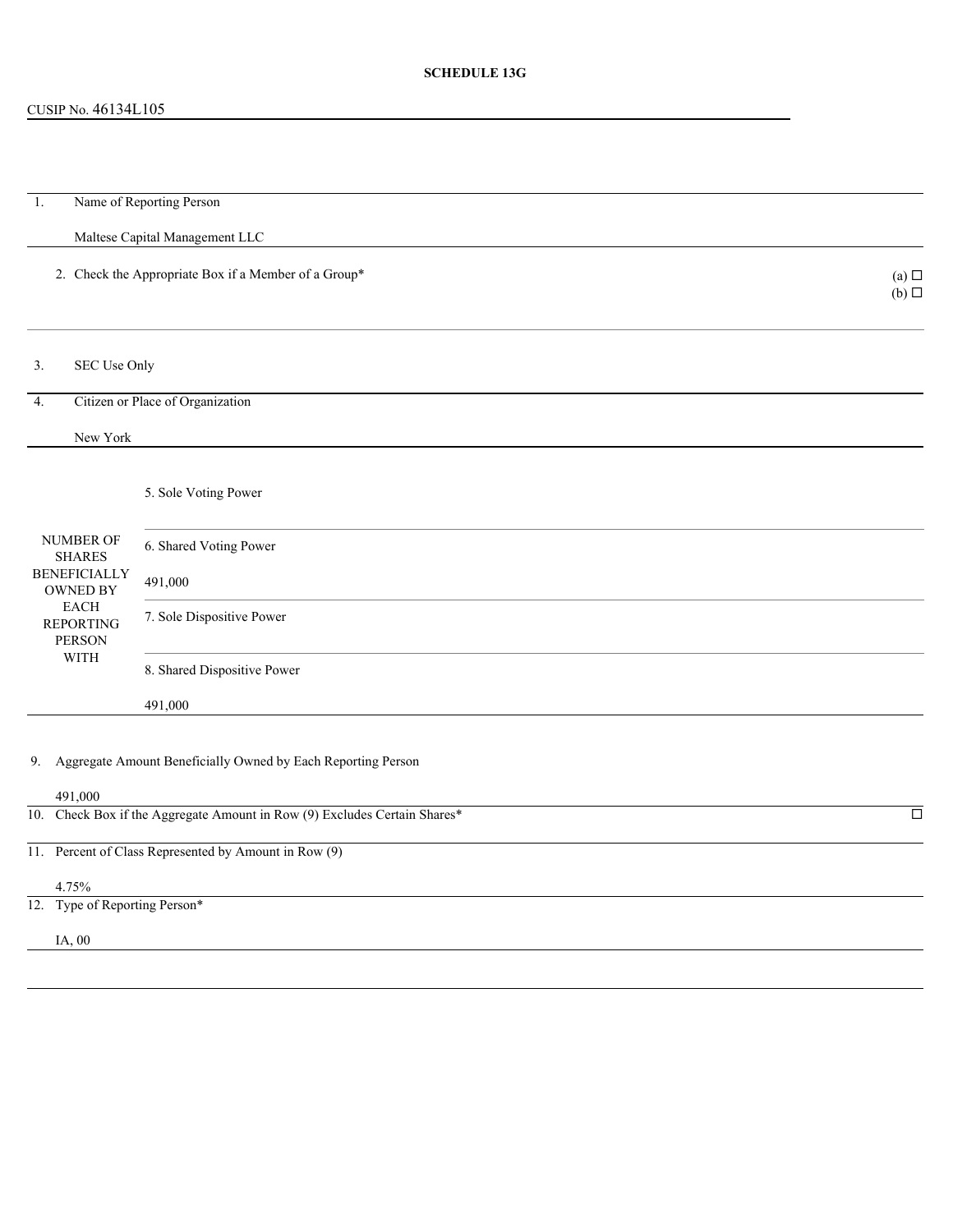**SCHEDULE 13G**

CUSIP No. 46134L105

| | | |
|---|---|---|
| 1. | Name of Reporting Person<br><br>Maltese Capital Management LLC | |
| 2. | Check the Appropriate Box if a Member of a Group* | (a) ☐<br>(b) ☐ |
| 3. | SEC Use Only | |
| 4. | Citizen or Place of Organization<br><br>New York | |

| | |
|---|---|
| NUMBER OF SHARES BENEFICIALLY OWNED BY EACH REPORTING PERSON WITH | 5. Sole Voting Power |
| | 6. Shared Voting Power<br><br>491,000 |
| | 7. Sole Dispositive Power |
| | 8. Shared Dispositive Power<br><br>491,000 |

| | | |
|---|---|---|
| 9. | Aggregate Amount Beneficially Owned by Each Reporting Person<br><br>491,000 | |
| 10. | Check Box if the Aggregate Amount in Row (9) Excludes Certain Shares* | ☐ |
| 11. | Percent of Class Represented by Amount in Row (9)<br><br>4.75% | |
| 12. | Type of Reporting Person*<br><br>IA, 00 | |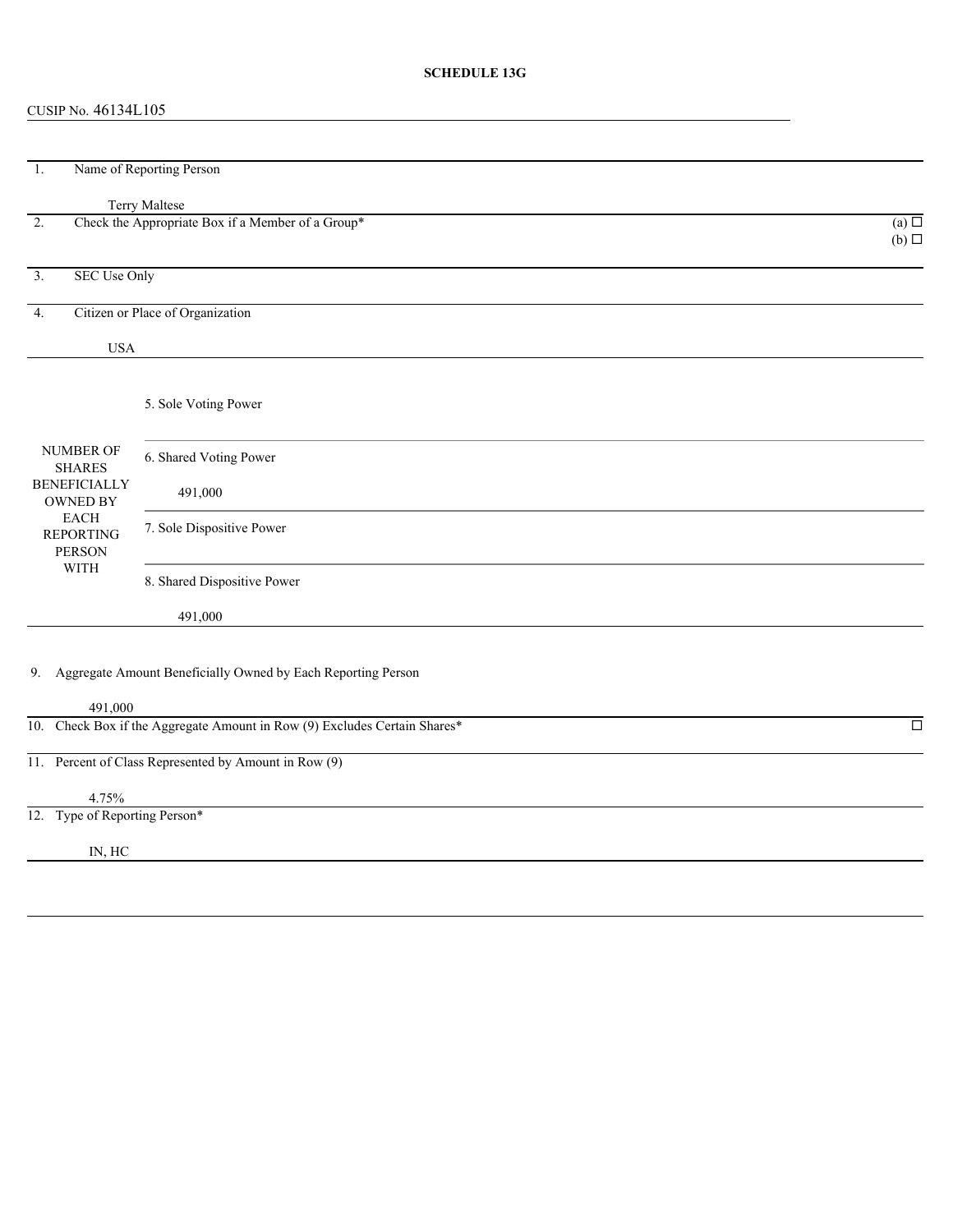**SCHEDULE 13G**

CUSIP No. 46134L105

| | | |
|---|---|---|
| 1. | Name of Reporting Person<br><br>Terry Maltese | |
| 2. | Check the Appropriate Box if a Member of a Group* | (a) ☐<br>(b) ☐ |
| 3. | SEC Use Only | |
| 4. | Citizen or Place of Organization<br><br>USA | |

| | |
|---|---|
| NUMBER OF SHARES BENEFICIALLY OWNED BY EACH REPORTING PERSON WITH | 5. Sole Voting Power |
| | 6. Shared Voting Power<br><br>491,000 |
| | 7. Sole Dispositive Power |
| | 8. Shared Dispositive Power<br><br>491,000 |

| | | |
|---|---|---|
| 9. | Aggregate Amount Beneficially Owned by Each Reporting Person<br><br>491,000 | |
| 10. | Check Box if the Aggregate Amount in Row (9) Excludes Certain Shares* | ☐ |
| 11. | Percent of Class Represented by Amount in Row (9)<br><br>4.75% | |
| 12. | Type of Reporting Person*<br><br>IN, HC | |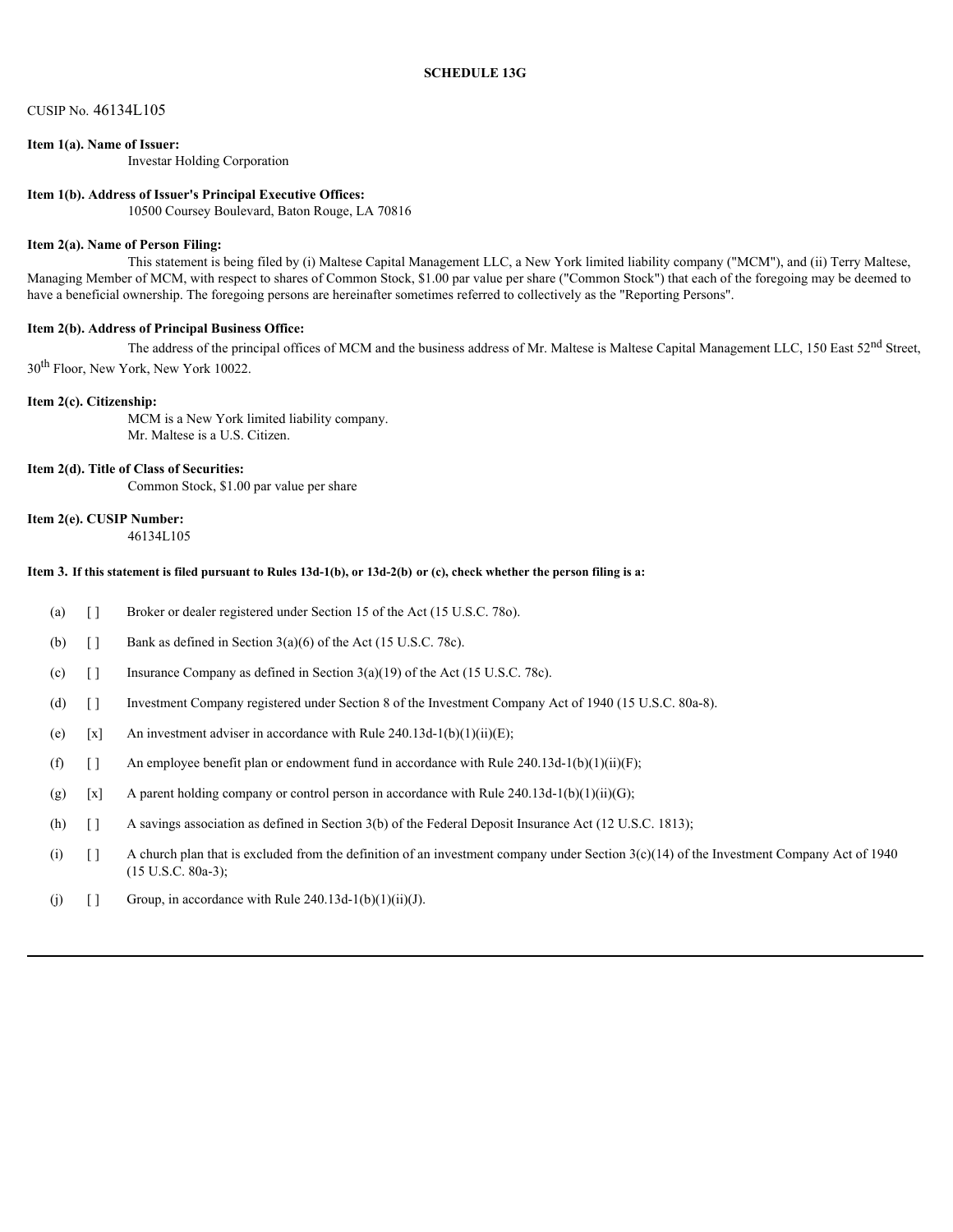**SCHEDULE 13G**

CUSIP No. 46134L105

**Item 1(a). Name of Issuer:**

Investar Holding Corporation

**Item 1(b). Address of Issuer's Principal Executive Offices:**

10500 Coursey Boulevard, Baton Rouge, LA 70816

**Item 2(a). Name of Person Filing:**

This statement is being filed by (i) Maltese Capital Management LLC, a New York limited liability company ("MCM"), and (ii) Terry Maltese, Managing Member of MCM, with respect to shares of Common Stock, $1.00 par value per share ("Common Stock") that each of the foregoing may be deemed to have a beneficial ownership. The foregoing persons are hereinafter sometimes referred to collectively as the "Reporting Persons".

**Item 2(b). Address of Principal Business Office:**

The address of the principal offices of MCM and the business address of Mr. Maltese is Maltese Capital Management LLC, 150 East 52nd Street, 30th Floor, New York, New York 10022.

**Item 2(c). Citizenship:**

MCM is a New York limited liability company.
Mr. Maltese is a U.S. Citizen.

**Item 2(d). Title of Class of Securities:**

Common Stock, $1.00 par value per share

**Item 2(e). CUSIP Number:**

46134L105

**Item 3. If this statement is filed pursuant to Rules 13d-1(b), or 13d-2(b) or (c), check whether the person filing is a:**

(a) [ ] Broker or dealer registered under Section 15 of the Act (15 U.S.C. 78o).

(b) [ ] Bank as defined in Section 3(a)(6) of the Act (15 U.S.C. 78c).

(c) [ ] Insurance Company as defined in Section 3(a)(19) of the Act (15 U.S.C. 78c).

(d) [ ] Investment Company registered under Section 8 of the Investment Company Act of 1940 (15 U.S.C. 80a-8).

(e) [x] An investment adviser in accordance with Rule 240.13d-1(b)(1)(ii)(E);

(f) [ ] An employee benefit plan or endowment fund in accordance with Rule 240.13d-1(b)(1)(ii)(F);

(g) [x] A parent holding company or control person in accordance with Rule 240.13d-1(b)(1)(ii)(G);

(h) [ ] A savings association as defined in Section 3(b) of the Federal Deposit Insurance Act (12 U.S.C. 1813);

(i) [ ] A church plan that is excluded from the definition of an investment company under Section 3(c)(14) of the Investment Company Act of 1940 (15 U.S.C. 80a-3);

(j) [ ] Group, in accordance with Rule 240.13d-1(b)(1)(ii)(J).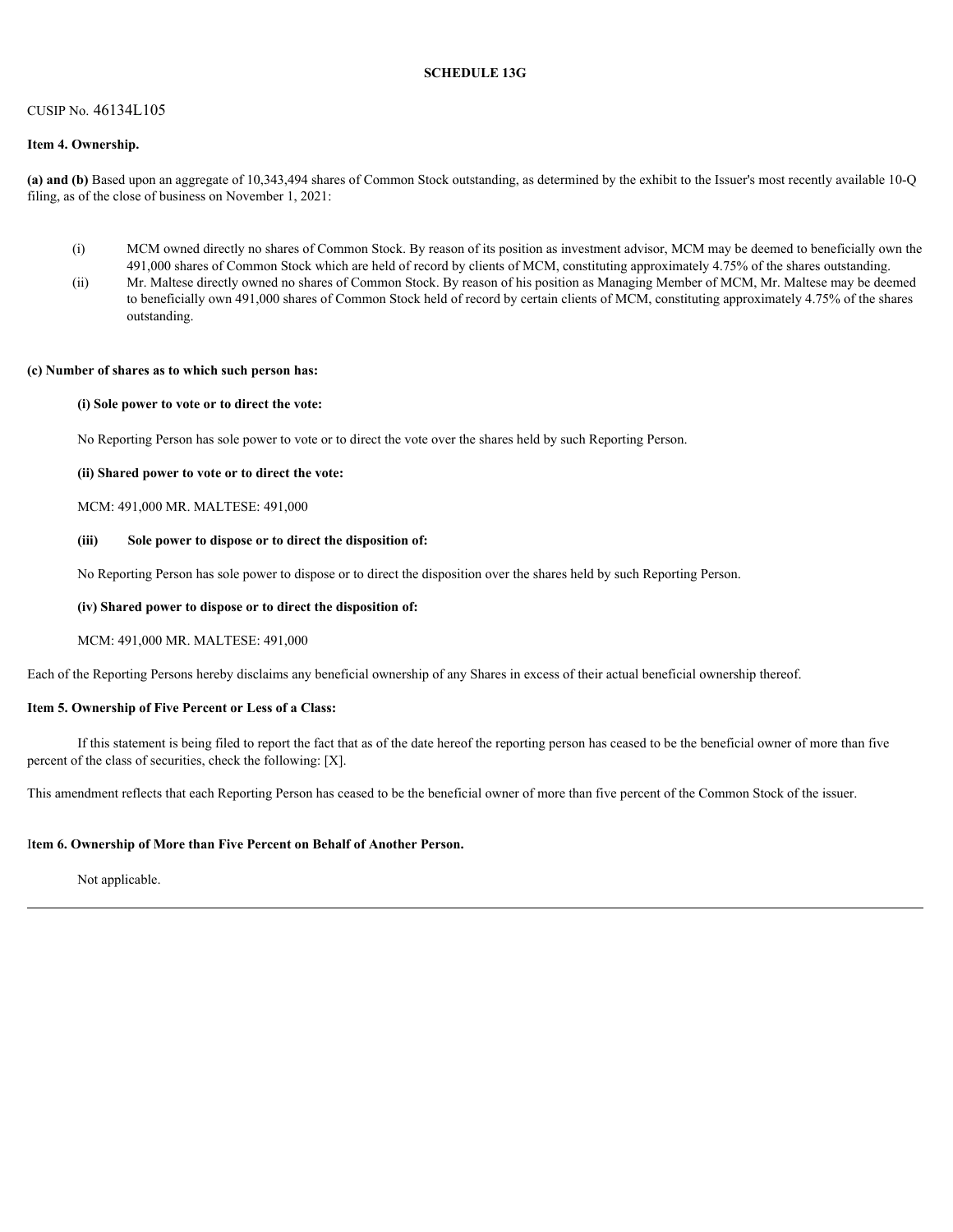**SCHEDULE 13G**

CUSIP No. 46134L105

**Item 4. Ownership.**

**(a) and (b)** Based upon an aggregate of 10,343,494 shares of Common Stock outstanding, as determined by the exhibit to the Issuer's most recently available 10-Q filing, as of the close of business on November 1, 2021:

(i) MCM owned directly no shares of Common Stock. By reason of its position as investment advisor, MCM may be deemed to beneficially own the 491,000 shares of Common Stock which are held of record by clients of MCM, constituting approximately 4.75% of the shares outstanding.

(ii) Mr. Maltese directly owned no shares of Common Stock. By reason of his position as Managing Member of MCM, Mr. Maltese may be deemed to beneficially own 491,000 shares of Common Stock held of record by certain clients of MCM, constituting approximately 4.75% of the shares outstanding.

**(c) Number of shares as to which such person has:**

**(i) Sole power to vote or to direct the vote:**

No Reporting Person has sole power to vote or to direct the vote over the shares held by such Reporting Person.

**(ii) Shared power to vote or to direct the vote:**

MCM: 491,000 MR. MALTESE: 491,000

**(iii) Sole power to dispose or to direct the disposition of:**

No Reporting Person has sole power to dispose or to direct the disposition over the shares held by such Reporting Person.

**(iv) Shared power to dispose or to direct the disposition of:**

MCM: 491,000 MR. MALTESE: 491,000

Each of the Reporting Persons hereby disclaims any beneficial ownership of any Shares in excess of their actual beneficial ownership thereof.

**Item 5. Ownership of Five Percent or Less of a Class:**

If this statement is being filed to report the fact that as of the date hereof the reporting person has ceased to be the beneficial owner of more than five percent of the class of securities, check the following: [X].

This amendment reflects that each Reporting Person has ceased to be the beneficial owner of more than five percent of the Common Stock of the issuer.

**Item 6. Ownership of More than Five Percent on Behalf of Another Person.**

Not applicable.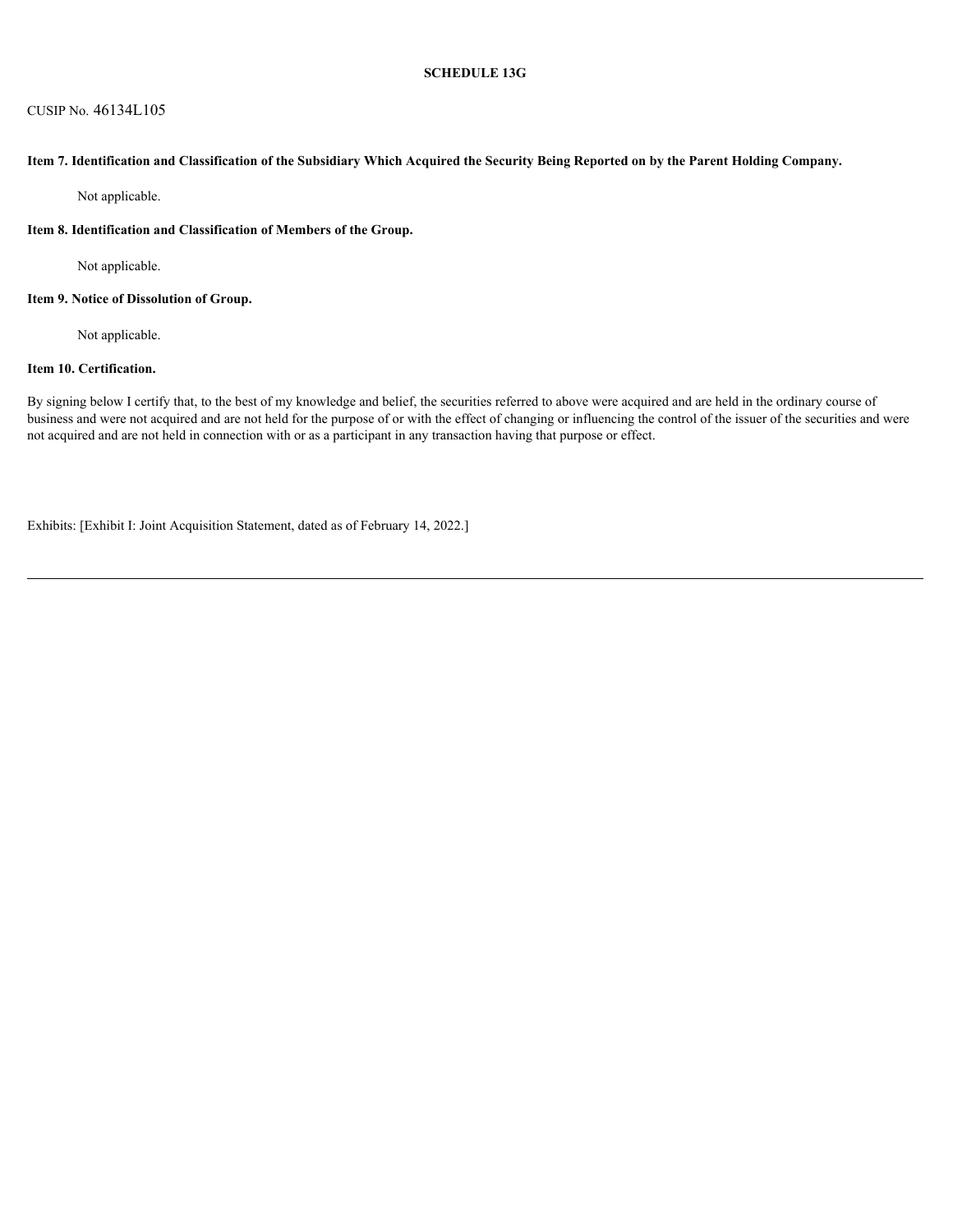**SCHEDULE 13G**

CUSIP No. 46134L105

**Item 7. Identification and Classification of the Subsidiary Which Acquired the Security Being Reported on by the Parent Holding Company.**

Not applicable.

**Item 8. Identification and Classification of Members of the Group.**

Not applicable.

**Item 9. Notice of Dissolution of Group.**

Not applicable.

**Item 10. Certification.**

By signing below I certify that, to the best of my knowledge and belief, the securities referred to above were acquired and are held in the ordinary course of business and were not acquired and are not held for the purpose of or with the effect of changing or influencing the control of the issuer of the securities and were not acquired and are not held in connection with or as a participant in any transaction having that purpose or effect.

Exhibits: [Exhibit I: Joint Acquisition Statement, dated as of February 14, 2022.]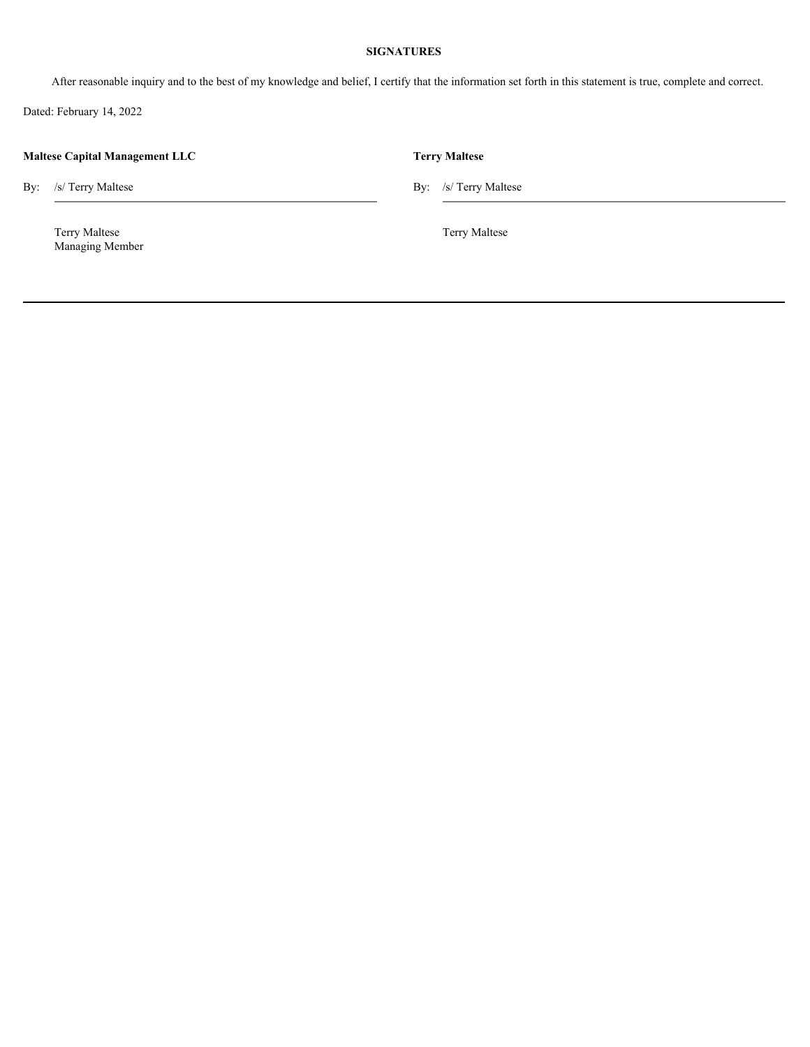## SIGNATURES

After reasonable inquiry and to the best of my knowledge and belief, I certify that the information set forth in this statement is true, complete and correct.

Dated: February 14, 2022

**Maltese Capital Management LLC**

By: /s/ Terry Maltese

Terry Maltese
Managing Member

**Terry Maltese**

By: /s/ Terry Maltese

Terry Maltese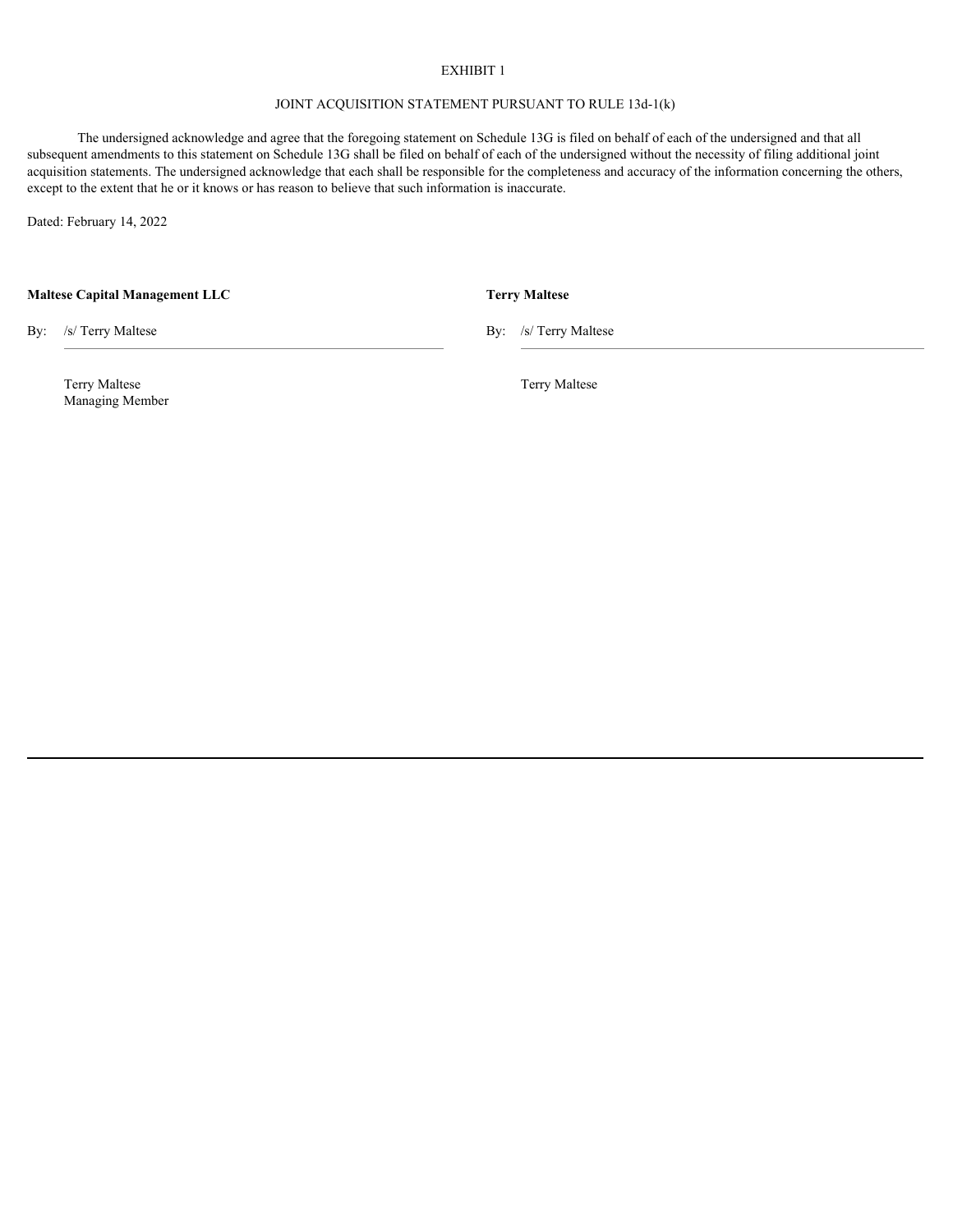EXHIBIT 1

JOINT ACQUISITION STATEMENT PURSUANT TO RULE 13d-1(k)

The undersigned acknowledge and agree that the foregoing statement on Schedule 13G is filed on behalf of each of the undersigned and that all subsequent amendments to this statement on Schedule 13G shall be filed on behalf of each of the undersigned without the necessity of filing additional joint acquisition statements. The undersigned acknowledge that each shall be responsible for the completeness and accuracy of the information concerning the others, except to the extent that he or it knows or has reason to believe that such information is inaccurate.

Dated: February 14, 2022

**Maltese Capital Management LLC**

By: /s/ Terry Maltese

Terry Maltese
Managing Member

**Terry Maltese**

By: /s/ Terry Maltese

Terry Maltese